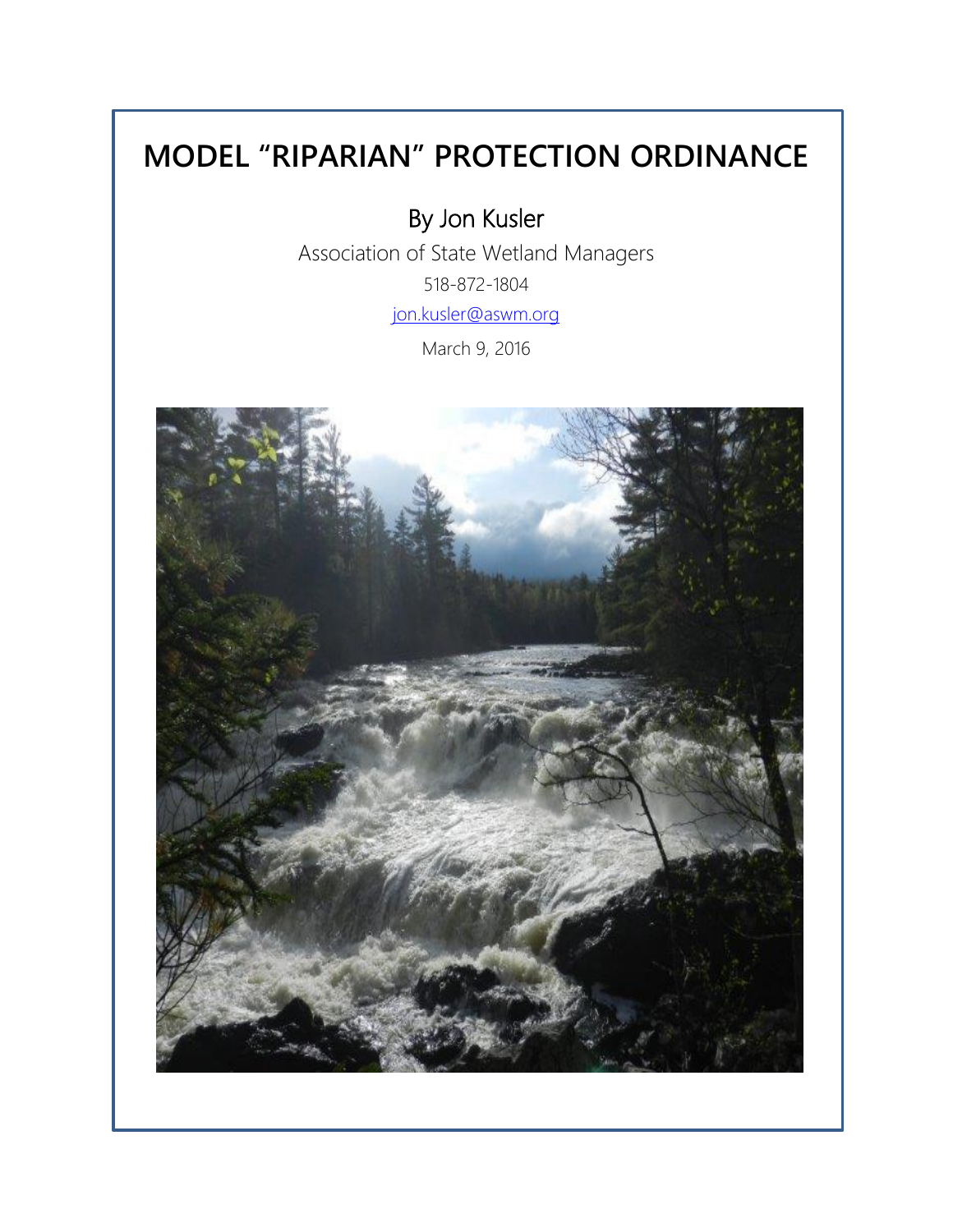# MODEL "RIPARIAN" PROTECTION ORDINANCE

## By Jon Kusler

Association of State Wetland Managers

518-872-1804

[jon.kusler@aswm.org](mailto:jon.kusler@aswm.org)

March 9, 2016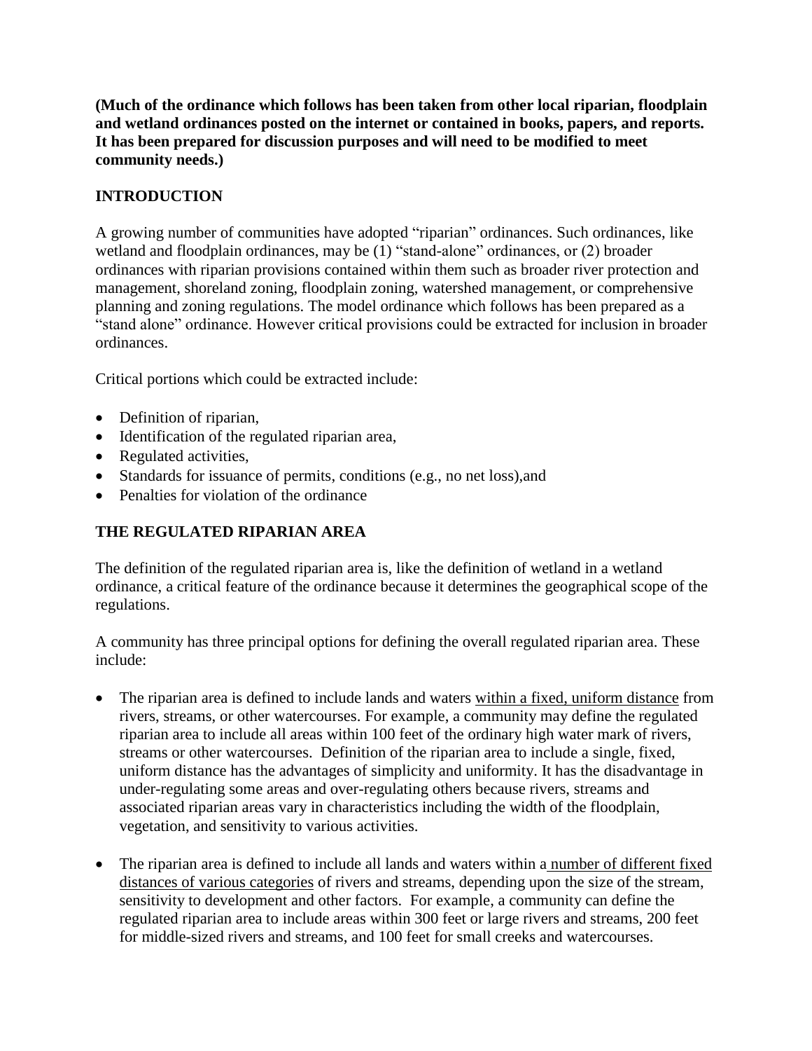**(Much of the ordinance which follows has been taken from other local riparian, floodplain and wetland ordinances posted on the internet or contained in books, papers, and reports. It has been prepared for discussion purposes and will need to be modified to meet community needs.)**

## INTRODUCTION

A growing number of communities have adopted "riparian" ordinances. Such ordinances, like wetland and floodplain ordinances, may be (1) "stand-alone" ordinances, or (2) broader ordinances with riparian provisions contained within them such as broader river protection and management, shoreland zoning, floodplain zoning, watershed management, or comprehensive planning and zoning regulations. The model ordinance which follows has been prepared as a "stand alone" ordinance. However critical provisions could be extracted for inclusion in broader ordinances.

Critical portions which could be extracted include:

- Definition of riparian,
- Identification of the regulated riparian area,
- Regulated activities,
- Standards for issuance of permits, conditions (e.g., no net loss),and
- Penalties for violation of the ordinance

## THE REGULATED RIPARIAN AREA

The definition of the regulated riparian area is, like the definition of wetland in a wetland ordinance, a critical feature of the ordinance because it determines the geographical scope of the regulations.

A community has three principal options for defining the overall regulated riparian area. These include:

- The riparian area is defined to include lands and waters <u>within a fixed, uniform distance</u> from rivers, streams, or other watercourses. For example, a community may define the regulated riparian area to include all areas within 100 feet of the ordinary high water mark of rivers, streams or other watercourses. Definition of the riparian area to include a single, fixed, uniform distance has the advantages of simplicity and uniformity. It has the disadvantage in under-regulating some areas and over-regulating others because rivers, streams and associated riparian areas vary in characteristics including the width of the floodplain, vegetation, and sensitivity to various activities.

- The riparian area is defined to include all lands and waters within a <u>number of different fixed distances of various categories</u> of rivers and streams, depending upon the size of the stream, sensitivity to development and other factors. For example, a community can define the regulated riparian area to include areas within 300 feet or large rivers and streams, 200 feet for middle-sized rivers and streams, and 100 feet for small creeks and watercourses.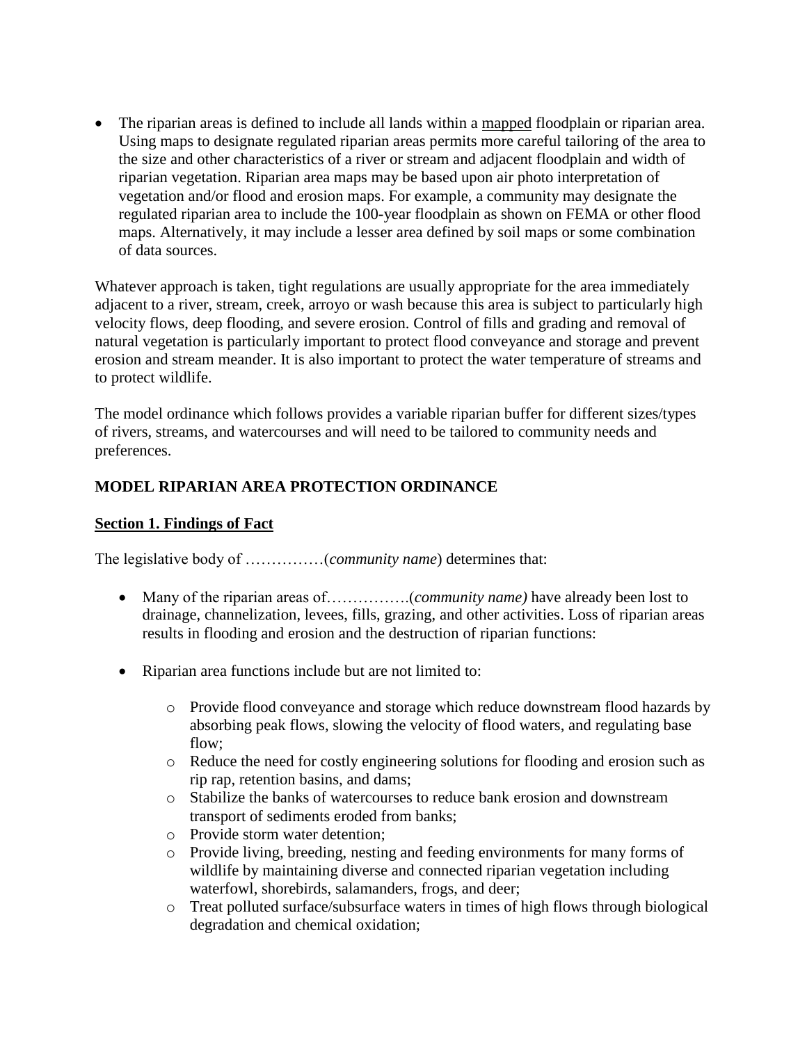- The riparian areas is defined to include all lands within a <u>mapped</u> floodplain or riparian area. Using maps to designate regulated riparian areas permits more careful tailoring of the area to the size and other characteristics of a river or stream and adjacent floodplain and width of riparian vegetation. Riparian area maps may be based upon air photo interpretation of vegetation and/or flood and erosion maps. For example, a community may designate the regulated riparian area to include the 100-year floodplain as shown on FEMA or other flood maps. Alternatively, it may include a lesser area defined by soil maps or some combination of data sources.

Whatever approach is taken, tight regulations are usually appropriate for the area immediately adjacent to a river, stream, creek, arroyo or wash because this area is subject to particularly high velocity flows, deep flooding, and severe erosion. Control of fills and grading and removal of natural vegetation is particularly important to protect flood conveyance and storage and prevent erosion and stream meander. It is also important to protect the water temperature of streams and to protect wildlife.

The model ordinance which follows provides a variable riparian buffer for different sizes/types of rivers, streams, and watercourses and will need to be tailored to community needs and preferences.

## MODEL RIPARIAN AREA PROTECTION ORDINANCE

### <u>Section 1. Findings of Fact</u>

The legislative body of ……………(*community name*) determines that:

- Many of the riparian areas of…………….(*community name)* have already been lost to drainage, channelization, levees, fills, grazing, and other activities. Loss of riparian areas results in flooding and erosion and the destruction of riparian functions:

- Riparian area functions include but are not limited to:

    - Provide flood conveyance and storage which reduce downstream flood hazards by absorbing peak flows, slowing the velocity of flood waters, and regulating base flow;
    - Reduce the need for costly engineering solutions for flooding and erosion such as rip rap, retention basins, and dams;
    - Stabilize the banks of watercourses to reduce bank erosion and downstream transport of sediments eroded from banks;
    - Provide storm water detention;
    - Provide living, breeding, nesting and feeding environments for many forms of wildlife by maintaining diverse and connected riparian vegetation including waterfowl, shorebirds, salamanders, frogs, and deer;
    - Treat polluted surface/subsurface waters in times of high flows through biological degradation and chemical oxidation;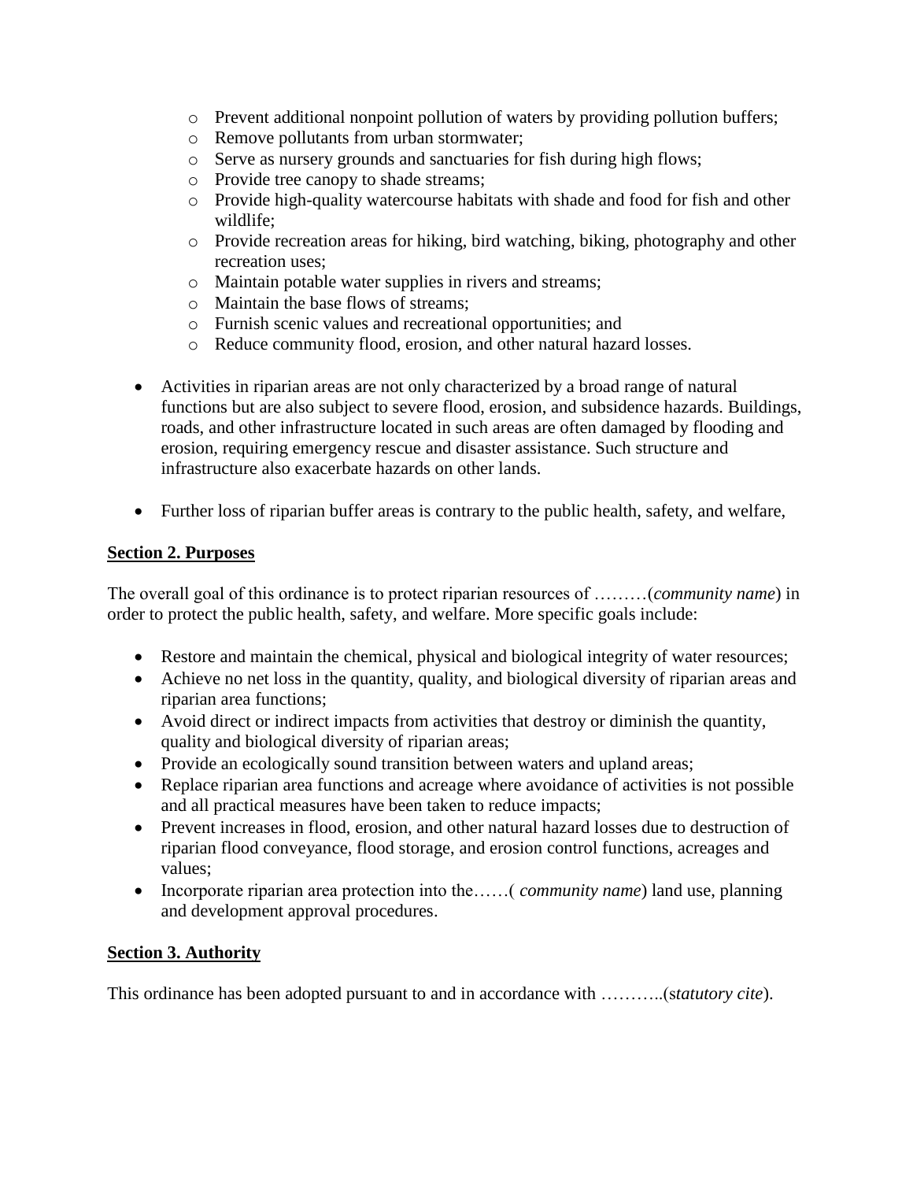- Prevent additional nonpoint pollution of waters by providing pollution buffers;
    - Remove pollutants from urban stormwater;
    - Serve as nursery grounds and sanctuaries for fish during high flows;
    - Provide tree canopy to shade streams;
    - Provide high-quality watercourse habitats with shade and food for fish and other wildlife;
    - Provide recreation areas for hiking, bird watching, biking, photography and other recreation uses;
    - Maintain potable water supplies in rivers and streams;
    - Maintain the base flows of streams;
    - Furnish scenic values and recreational opportunities; and
    - Reduce community flood, erosion, and other natural hazard losses.

- Activities in riparian areas are not only characterized by a broad range of natural functions but are also subject to severe flood, erosion, and subsidence hazards. Buildings, roads, and other infrastructure located in such areas are often damaged by flooding and erosion, requiring emergency rescue and disaster assistance. Such structure and infrastructure also exacerbate hazards on other lands.

- Further loss of riparian buffer areas is contrary to the public health, safety, and welfare,

**<u>Section 2. Purposes</u>**

The overall goal of this ordinance is to protect riparian resources of ………(*community name*) in order to protect the public health, safety, and welfare. More specific goals include:

- Restore and maintain the chemical, physical and biological integrity of water resources;
- Achieve no net loss in the quantity, quality, and biological diversity of riparian areas and riparian area functions;
- Avoid direct or indirect impacts from activities that destroy or diminish the quantity, quality and biological diversity of riparian areas;
- Provide an ecologically sound transition between waters and upland areas;
- Replace riparian area functions and acreage where avoidance of activities is not possible and all practical measures have been taken to reduce impacts;
- Prevent increases in flood, erosion, and other natural hazard losses due to destruction of riparian flood conveyance, flood storage, and erosion control functions, acreages and values;
- Incorporate riparian area protection into the……( *community name*) land use, planning and development approval procedures.

**<u>Section 3. Authority</u>**

This ordinance has been adopted pursuant to and in accordance with ………..(s*tatutory cite*).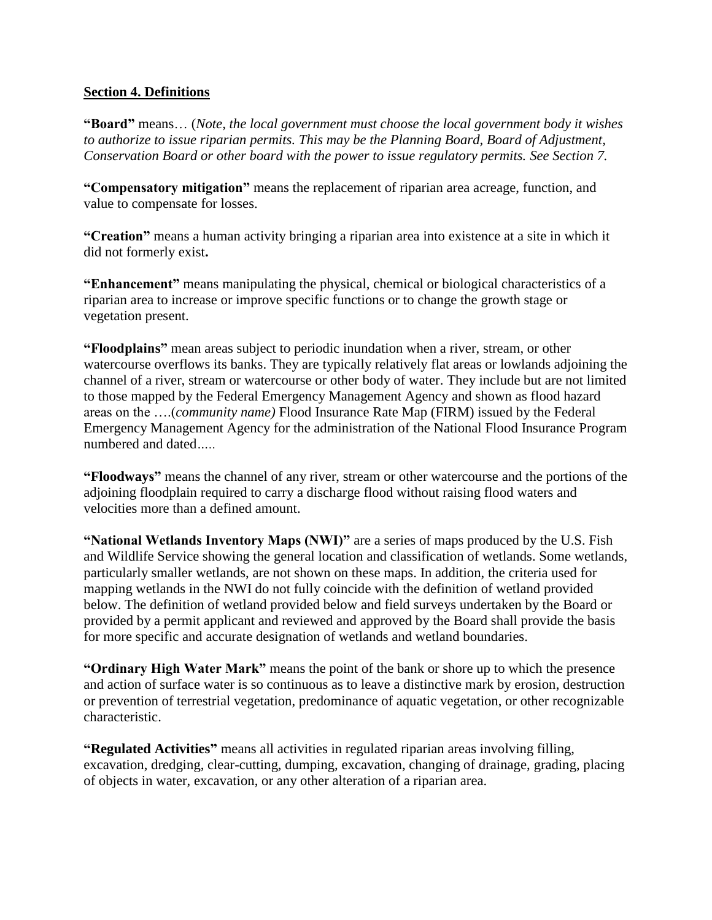**<u>Section 4. Definitions</u>**

**"Board"** means… (*Note, the local government must choose the local government body it wishes to authorize to issue riparian permits. This may be the Planning Board, Board of Adjustment, Conservation Board or other board with the power to issue regulatory permits. See Section 7.*

**"Compensatory mitigation"** means the replacement of riparian area acreage, function, and value to compensate for losses.

**"Creation"** means a human activity bringing a riparian area into existence at a site in which it did not formerly exist**.**

**"Enhancement"** means manipulating the physical, chemical or biological characteristics of a riparian area to increase or improve specific functions or to change the growth stage or vegetation present.

**"Floodplains"** mean areas subject to periodic inundation when a river, stream, or other watercourse overflows its banks. They are typically relatively flat areas or lowlands adjoining the channel of a river, stream or watercourse or other body of water. They include but are not limited to those mapped by the Federal Emergency Management Agency and shown as flood hazard areas on the ….(*community name)* Flood Insurance Rate Map (FIRM) issued by the Federal Emergency Management Agency for the administration of the National Flood Insurance Program numbered and dated…..

**"Floodways"** means the channel of any river, stream or other watercourse and the portions of the adjoining floodplain required to carry a discharge flood without raising flood waters and velocities more than a defined amount.

**"National Wetlands Inventory Maps (NWI)"** are a series of maps produced by the U.S. Fish and Wildlife Service showing the general location and classification of wetlands. Some wetlands, particularly smaller wetlands, are not shown on these maps. In addition, the criteria used for mapping wetlands in the NWI do not fully coincide with the definition of wetland provided below. The definition of wetland provided below and field surveys undertaken by the Board or provided by a permit applicant and reviewed and approved by the Board shall provide the basis for more specific and accurate designation of wetlands and wetland boundaries.

**"Ordinary High Water Mark"** means the point of the bank or shore up to which the presence and action of surface water is so continuous as to leave a distinctive mark by erosion, destruction or prevention of terrestrial vegetation, predominance of aquatic vegetation, or other recognizable characteristic.

**"Regulated Activities"** means all activities in regulated riparian areas involving filling, excavation, dredging, clear-cutting, dumping, excavation, changing of drainage, grading, placing of objects in water, excavation, or any other alteration of a riparian area.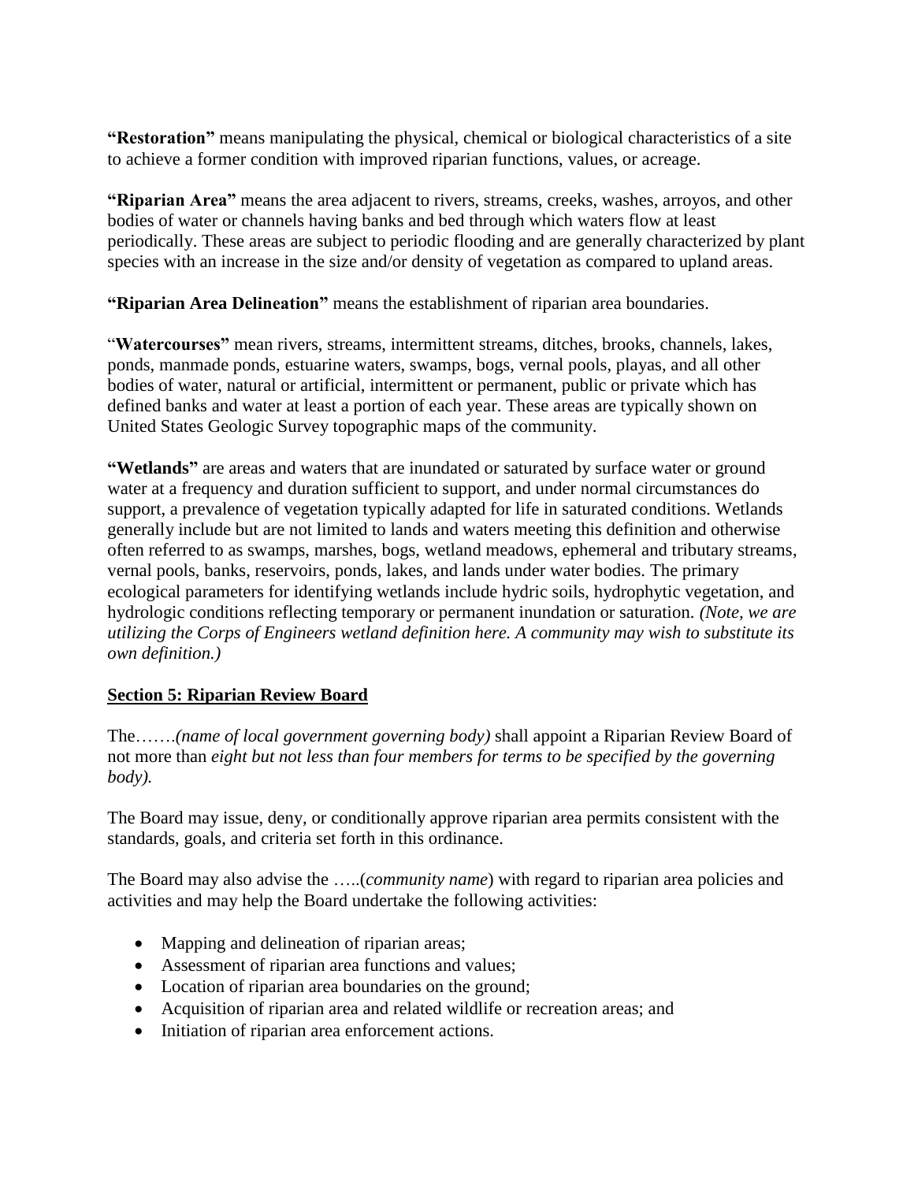**"Restoration"** means manipulating the physical, chemical or biological characteristics of a site to achieve a former condition with improved riparian functions, values, or acreage.

**"Riparian Area"** means the area adjacent to rivers, streams, creeks, washes, arroyos, and other bodies of water or channels having banks and bed through which waters flow at least periodically. These areas are subject to periodic flooding and are generally characterized by plant species with an increase in the size and/or density of vegetation as compared to upland areas.

**"Riparian Area Delineation"** means the establishment of riparian area boundaries.

"**Watercourses"** mean rivers, streams, intermittent streams, ditches, brooks, channels, lakes, ponds, manmade ponds, estuarine waters, swamps, bogs, vernal pools, playas, and all other bodies of water, natural or artificial, intermittent or permanent, public or private which has defined banks and water at least a portion of each year. These areas are typically shown on United States Geologic Survey topographic maps of the community.

**"Wetlands"** are areas and waters that are inundated or saturated by surface water or ground water at a frequency and duration sufficient to support, and under normal circumstances do support, a prevalence of vegetation typically adapted for life in saturated conditions. Wetlands generally include but are not limited to lands and waters meeting this definition and otherwise often referred to as swamps, marshes, bogs, wetland meadows, ephemeral and tributary streams, vernal pools, banks, reservoirs, ponds, lakes, and lands under water bodies. The primary ecological parameters for identifying wetlands include hydric soils, hydrophytic vegetation, and hydrologic conditions reflecting temporary or permanent inundation or saturation. *(Note, we are utilizing the Corps of Engineers wetland definition here. A community may wish to substitute its own definition.)*

## Section 5: Riparian Review Board

The…….*(name of local government governing body)* shall appoint a Riparian Review Board of not more than *eight but not less than four members for terms to be specified by the governing body).*

The Board may issue, deny, or conditionally approve riparian area permits consistent with the standards, goals, and criteria set forth in this ordinance.

The Board may also advise the …..(*community name*) with regard to riparian area policies and activities and may help the Board undertake the following activities:

- Mapping and delineation of riparian areas;
- Assessment of riparian area functions and values;
- Location of riparian area boundaries on the ground;
- Acquisition of riparian area and related wildlife or recreation areas; and
- Initiation of riparian area enforcement actions.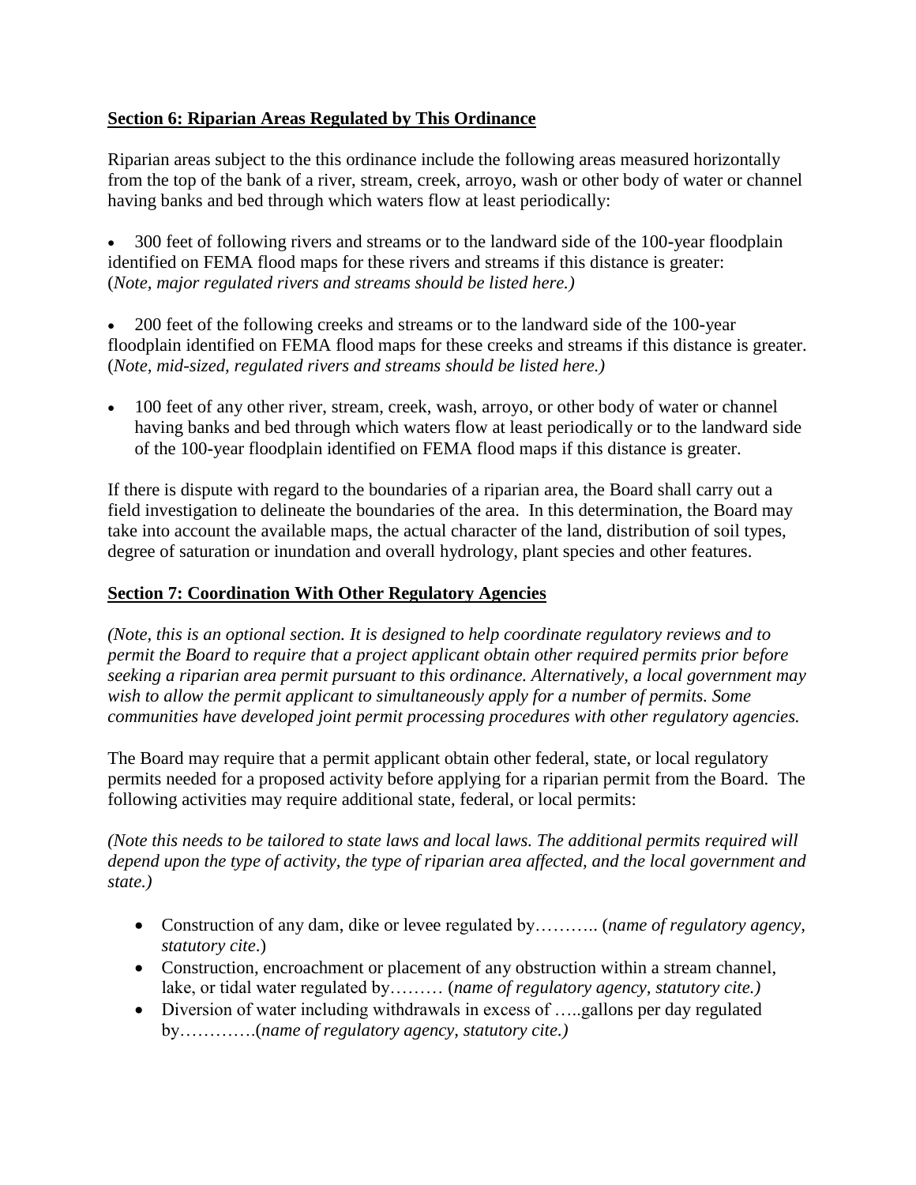## Section 6: Riparian Areas Regulated by This Ordinance

Riparian areas subject to the this ordinance include the following areas measured horizontally from the top of the bank of a river, stream, creek, arroyo, wash or other body of water or channel having banks and bed through which waters flow at least periodically:

- 300 feet of following rivers and streams or to the landward side of the 100-year floodplain identified on FEMA flood maps for these rivers and streams if this distance is greater: (*Note, major regulated rivers and streams should be listed here.)*

- 200 feet of the following creeks and streams or to the landward side of the 100-year floodplain identified on FEMA flood maps for these creeks and streams if this distance is greater. (*Note, mid-sized, regulated rivers and streams should be listed here.)*

- 100 feet of any other river, stream, creek, wash, arroyo, or other body of water or channel having banks and bed through which waters flow at least periodically or to the landward side of the 100-year floodplain identified on FEMA flood maps if this distance is greater.

If there is dispute with regard to the boundaries of a riparian area, the Board shall carry out a field investigation to delineate the boundaries of the area. In this determination, the Board may take into account the available maps, the actual character of the land, distribution of soil types, degree of saturation or inundation and overall hydrology, plant species and other features.

## Section 7: Coordination With Other Regulatory Agencies

*(Note, this is an optional section. It is designed to help coordinate regulatory reviews and to permit the Board to require that a project applicant obtain other required permits prior before seeking a riparian area permit pursuant to this ordinance. Alternatively, a local government may wish to allow the permit applicant to simultaneously apply for a number of permits. Some communities have developed joint permit processing procedures with other regulatory agencies.*

The Board may require that a permit applicant obtain other federal, state, or local regulatory permits needed for a proposed activity before applying for a riparian permit from the Board. The following activities may require additional state, federal, or local permits:

*(Note this needs to be tailored to state laws and local laws. The additional permits required will depend upon the type of activity, the type of riparian area affected, and the local government and state.)*

- Construction of any dam, dike or levee regulated by……….. (*name of regulatory agency, statutory cite.*)
- Construction, encroachment or placement of any obstruction within a stream channel, lake, or tidal water regulated by……… (*name of regulatory agency, statutory cite.)*
- Diversion of water including withdrawals in excess of …..gallons per day regulated by………….(*name of regulatory agency, statutory cite.)*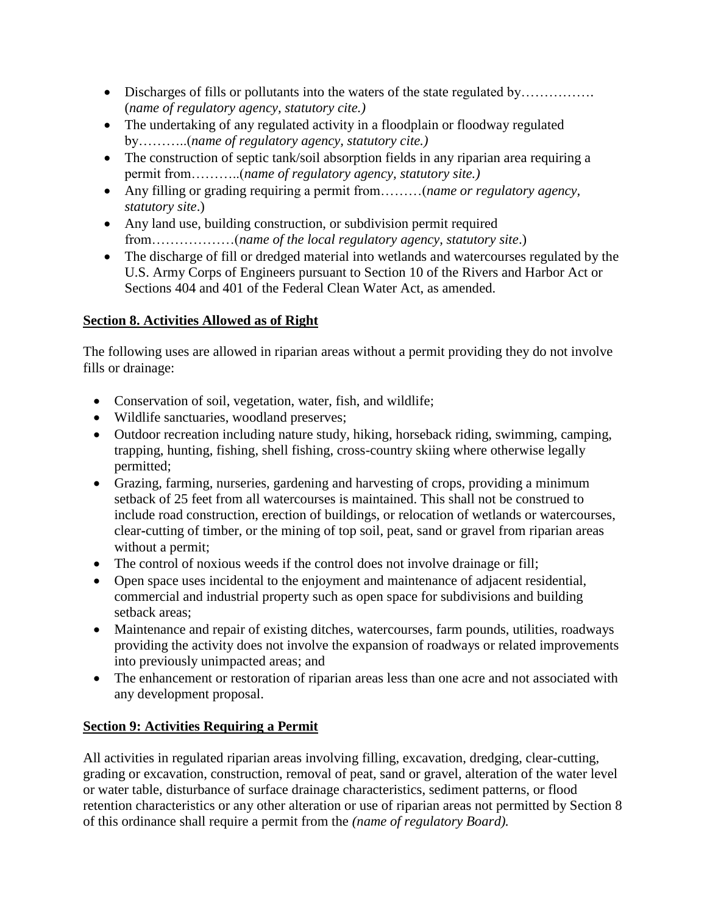- Discharges of fills or pollutants into the waters of the state regulated by……………. (*name of regulatory agency, statutory cite.)*
- The undertaking of any regulated activity in a floodplain or floodway regulated by………..(*name of regulatory agency, statutory cite.)*
- The construction of septic tank/soil absorption fields in any riparian area requiring a permit from………..(*name of regulatory agency, statutory site.)*
- Any filling or grading requiring a permit from………(*name or regulatory agency, statutory site*.)
- Any land use, building construction, or subdivision permit required from………………(*name of the local regulatory agency, statutory site*.)
- The discharge of fill or dredged material into wetlands and watercourses regulated by the U.S. Army Corps of Engineers pursuant to Section 10 of the Rivers and Harbor Act or Sections 404 and 401 of the Federal Clean Water Act, as amended.

## Section 8. Activities Allowed as of Right

The following uses are allowed in riparian areas without a permit providing they do not involve fills or drainage:

- Conservation of soil, vegetation, water, fish, and wildlife;
- Wildlife sanctuaries, woodland preserves;
- Outdoor recreation including nature study, hiking, horseback riding, swimming, camping, trapping, hunting, fishing, shell fishing, cross-country skiing where otherwise legally permitted;
- Grazing, farming, nurseries, gardening and harvesting of crops, providing a minimum setback of 25 feet from all watercourses is maintained. This shall not be construed to include road construction, erection of buildings, or relocation of wetlands or watercourses, clear-cutting of timber, or the mining of top soil, peat, sand or gravel from riparian areas without a permit;
- The control of noxious weeds if the control does not involve drainage or fill;
- Open space uses incidental to the enjoyment and maintenance of adjacent residential, commercial and industrial property such as open space for subdivisions and building setback areas;
- Maintenance and repair of existing ditches, watercourses, farm pounds, utilities, roadways providing the activity does not involve the expansion of roadways or related improvements into previously unimpacted areas; and
- The enhancement or restoration of riparian areas less than one acre and not associated with any development proposal.

## Section 9: Activities Requiring a Permit

All activities in regulated riparian areas involving filling, excavation, dredging, clear-cutting, grading or excavation, construction, removal of peat, sand or gravel, alteration of the water level or water table, disturbance of surface drainage characteristics, sediment patterns, or flood retention characteristics or any other alteration or use of riparian areas not permitted by Section 8 of this ordinance shall require a permit from the *(name of regulatory Board).*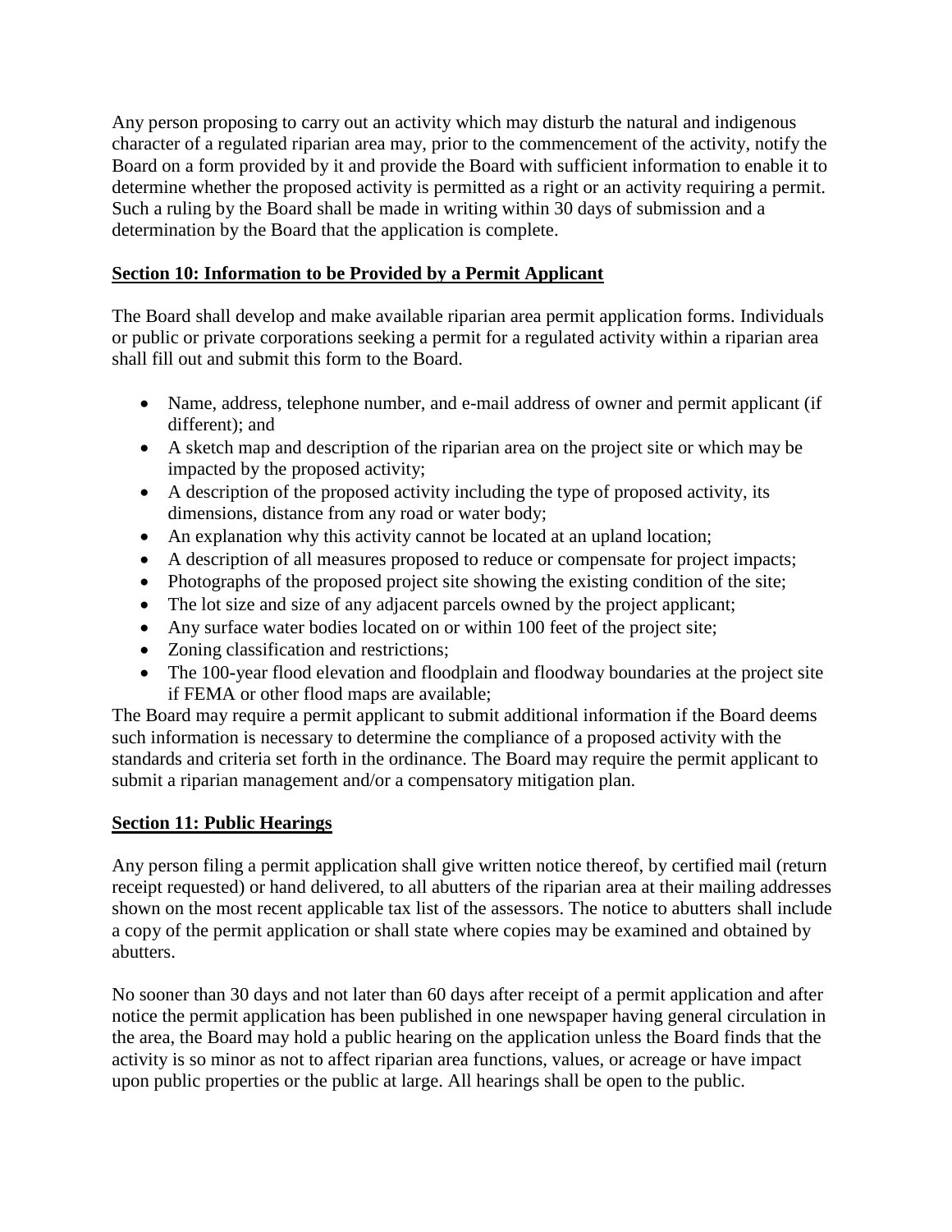Any person proposing to carry out an activity which may disturb the natural and indigenous character of a regulated riparian area may, prior to the commencement of the activity, notify the Board on a form provided by it and provide the Board with sufficient information to enable it to determine whether the proposed activity is permitted as a right or an activity requiring a permit. Such a ruling by the Board shall be made in writing within 30 days of submission and a determination by the Board that the application is complete.

## Section 10: Information to be Provided by a Permit Applicant

The Board shall develop and make available riparian area permit application forms. Individuals or public or private corporations seeking a permit for a regulated activity within a riparian area shall fill out and submit this form to the Board.

- Name, address, telephone number, and e-mail address of owner and permit applicant (if different); and
- A sketch map and description of the riparian area on the project site or which may be impacted by the proposed activity;
- A description of the proposed activity including the type of proposed activity, its dimensions, distance from any road or water body;
- An explanation why this activity cannot be located at an upland location;
- A description of all measures proposed to reduce or compensate for project impacts;
- Photographs of the proposed project site showing the existing condition of the site;
- The lot size and size of any adjacent parcels owned by the project applicant;
- Any surface water bodies located on or within 100 feet of the project site;
- Zoning classification and restrictions;
- The 100-year flood elevation and floodplain and floodway boundaries at the project site if FEMA or other flood maps are available;

The Board may require a permit applicant to submit additional information if the Board deems such information is necessary to determine the compliance of a proposed activity with the standards and criteria set forth in the ordinance. The Board may require the permit applicant to submit a riparian management and/or a compensatory mitigation plan.

## Section 11: Public Hearings

Any person filing a permit application shall give written notice thereof, by certified mail (return receipt requested) or hand delivered, to all abutters of the riparian area at their mailing addresses shown on the most recent applicable tax list of the assessors. The notice to abutters shall include a copy of the permit application or shall state where copies may be examined and obtained by abutters.

No sooner than 30 days and not later than 60 days after receipt of a permit application and after notice the permit application has been published in one newspaper having general circulation in the area, the Board may hold a public hearing on the application unless the Board finds that the activity is so minor as not to affect riparian area functions, values, or acreage or have impact upon public properties or the public at large. All hearings shall be open to the public.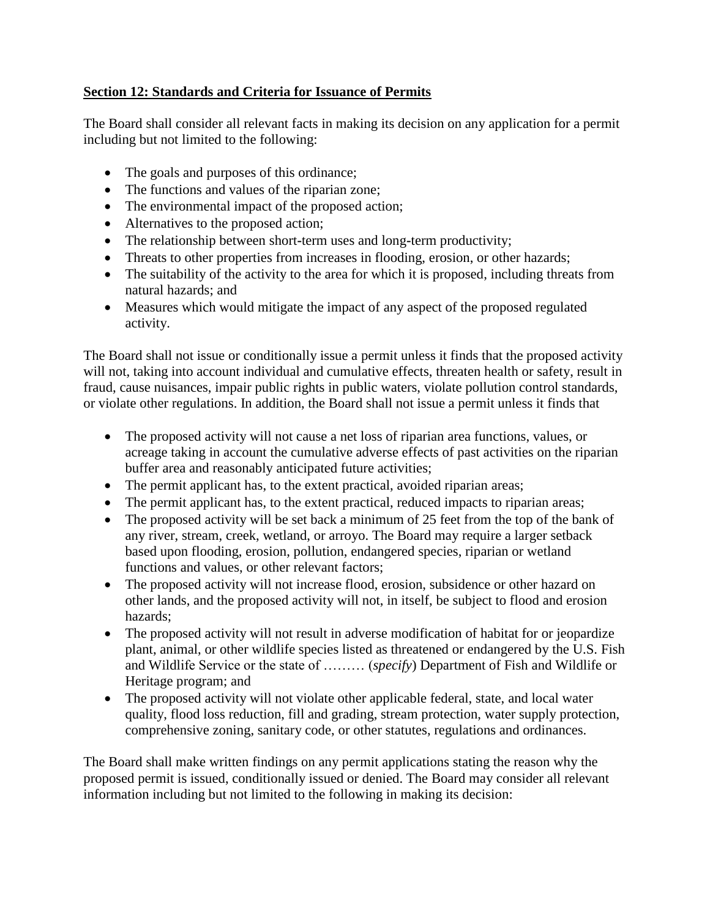**Section 12: Standards and Criteria for Issuance of Permits**

The Board shall consider all relevant facts in making its decision on any application for a permit including but not limited to the following:

- The goals and purposes of this ordinance;
- The functions and values of the riparian zone;
- The environmental impact of the proposed action;
- Alternatives to the proposed action;
- The relationship between short-term uses and long-term productivity;
- Threats to other properties from increases in flooding, erosion, or other hazards;
- The suitability of the activity to the area for which it is proposed, including threats from natural hazards; and
- Measures which would mitigate the impact of any aspect of the proposed regulated activity.

The Board shall not issue or conditionally issue a permit unless it finds that the proposed activity will not, taking into account individual and cumulative effects, threaten health or safety, result in fraud, cause nuisances, impair public rights in public waters, violate pollution control standards, or violate other regulations. In addition, the Board shall not issue a permit unless it finds that

- The proposed activity will not cause a net loss of riparian area functions, values, or acreage taking in account the cumulative adverse effects of past activities on the riparian buffer area and reasonably anticipated future activities;
- The permit applicant has, to the extent practical, avoided riparian areas;
- The permit applicant has, to the extent practical, reduced impacts to riparian areas;
- The proposed activity will be set back a minimum of 25 feet from the top of the bank of any river, stream, creek, wetland, or arroyo. The Board may require a larger setback based upon flooding, erosion, pollution, endangered species, riparian or wetland functions and values, or other relevant factors;
- The proposed activity will not increase flood, erosion, subsidence or other hazard on other lands, and the proposed activity will not, in itself, be subject to flood and erosion hazards;
- The proposed activity will not result in adverse modification of habitat for or jeopardize plant, animal, or other wildlife species listed as threatened or endangered by the U.S. Fish and Wildlife Service or the state of ……… (*specify*) Department of Fish and Wildlife or Heritage program; and
- The proposed activity will not violate other applicable federal, state, and local water quality, flood loss reduction, fill and grading, stream protection, water supply protection, comprehensive zoning, sanitary code, or other statutes, regulations and ordinances.

The Board shall make written findings on any permit applications stating the reason why the proposed permit is issued, conditionally issued or denied. The Board may consider all relevant information including but not limited to the following in making its decision: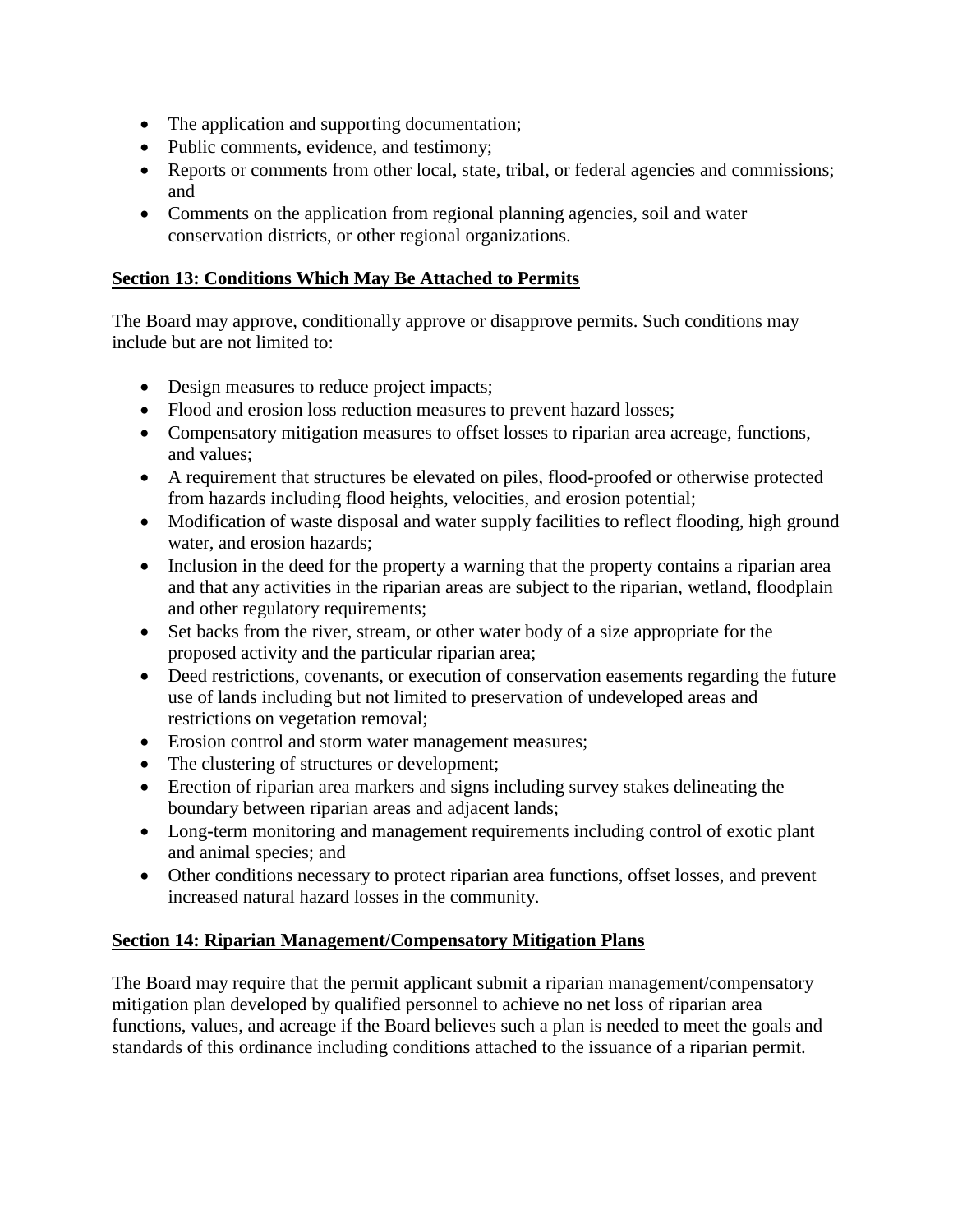- The application and supporting documentation;
- Public comments, evidence, and testimony;
- Reports or comments from other local, state, tribal, or federal agencies and commissions; and
- Comments on the application from regional planning agencies, soil and water conservation districts, or other regional organizations.

## Section 13: Conditions Which May Be Attached to Permits

The Board may approve, conditionally approve or disapprove permits. Such conditions may include but are not limited to:

- Design measures to reduce project impacts;
- Flood and erosion loss reduction measures to prevent hazard losses;
- Compensatory mitigation measures to offset losses to riparian area acreage, functions, and values;
- A requirement that structures be elevated on piles, flood-proofed or otherwise protected from hazards including flood heights, velocities, and erosion potential;
- Modification of waste disposal and water supply facilities to reflect flooding, high ground water, and erosion hazards;
- Inclusion in the deed for the property a warning that the property contains a riparian area and that any activities in the riparian areas are subject to the riparian, wetland, floodplain and other regulatory requirements;
- Set backs from the river, stream, or other water body of a size appropriate for the proposed activity and the particular riparian area;
- Deed restrictions, covenants, or execution of conservation easements regarding the future use of lands including but not limited to preservation of undeveloped areas and restrictions on vegetation removal;
- Erosion control and storm water management measures;
- The clustering of structures or development;
- Erection of riparian area markers and signs including survey stakes delineating the boundary between riparian areas and adjacent lands;
- Long-term monitoring and management requirements including control of exotic plant and animal species; and
- Other conditions necessary to protect riparian area functions, offset losses, and prevent increased natural hazard losses in the community.

## Section 14: Riparian Management/Compensatory Mitigation Plans

The Board may require that the permit applicant submit a riparian management/compensatory mitigation plan developed by qualified personnel to achieve no net loss of riparian area functions, values, and acreage if the Board believes such a plan is needed to meet the goals and standards of this ordinance including conditions attached to the issuance of a riparian permit.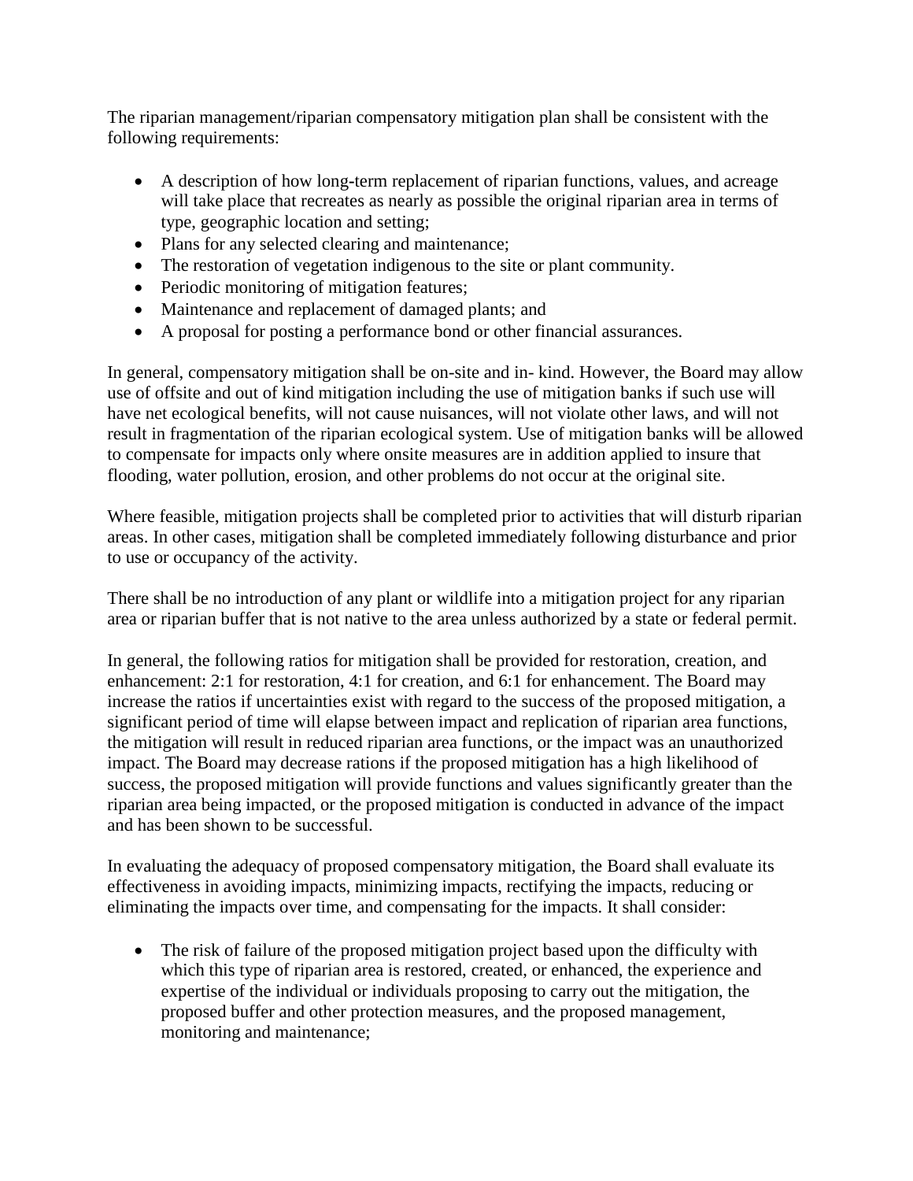The riparian management/riparian compensatory mitigation plan shall be consistent with the following requirements:

- A description of how long-term replacement of riparian functions, values, and acreage will take place that recreates as nearly as possible the original riparian area in terms of type, geographic location and setting;
- Plans for any selected clearing and maintenance;
- The restoration of vegetation indigenous to the site or plant community.
- Periodic monitoring of mitigation features;
- Maintenance and replacement of damaged plants; and
- A proposal for posting a performance bond or other financial assurances.

In general, compensatory mitigation shall be on-site and in- kind. However, the Board may allow use of offsite and out of kind mitigation including the use of mitigation banks if such use will have net ecological benefits, will not cause nuisances, will not violate other laws, and will not result in fragmentation of the riparian ecological system. Use of mitigation banks will be allowed to compensate for impacts only where onsite measures are in addition applied to insure that flooding, water pollution, erosion, and other problems do not occur at the original site.

Where feasible, mitigation projects shall be completed prior to activities that will disturb riparian areas. In other cases, mitigation shall be completed immediately following disturbance and prior to use or occupancy of the activity.

There shall be no introduction of any plant or wildlife into a mitigation project for any riparian area or riparian buffer that is not native to the area unless authorized by a state or federal permit.

In general, the following ratios for mitigation shall be provided for restoration, creation, and enhancement: 2:1 for restoration, 4:1 for creation, and 6:1 for enhancement. The Board may increase the ratios if uncertainties exist with regard to the success of the proposed mitigation, a significant period of time will elapse between impact and replication of riparian area functions, the mitigation will result in reduced riparian area functions, or the impact was an unauthorized impact. The Board may decrease rations if the proposed mitigation has a high likelihood of success, the proposed mitigation will provide functions and values significantly greater than the riparian area being impacted, or the proposed mitigation is conducted in advance of the impact and has been shown to be successful.

In evaluating the adequacy of proposed compensatory mitigation, the Board shall evaluate its effectiveness in avoiding impacts, minimizing impacts, rectifying the impacts, reducing or eliminating the impacts over time, and compensating for the impacts. It shall consider:

- The risk of failure of the proposed mitigation project based upon the difficulty with which this type of riparian area is restored, created, or enhanced, the experience and expertise of the individual or individuals proposing to carry out the mitigation, the proposed buffer and other protection measures, and the proposed management, monitoring and maintenance;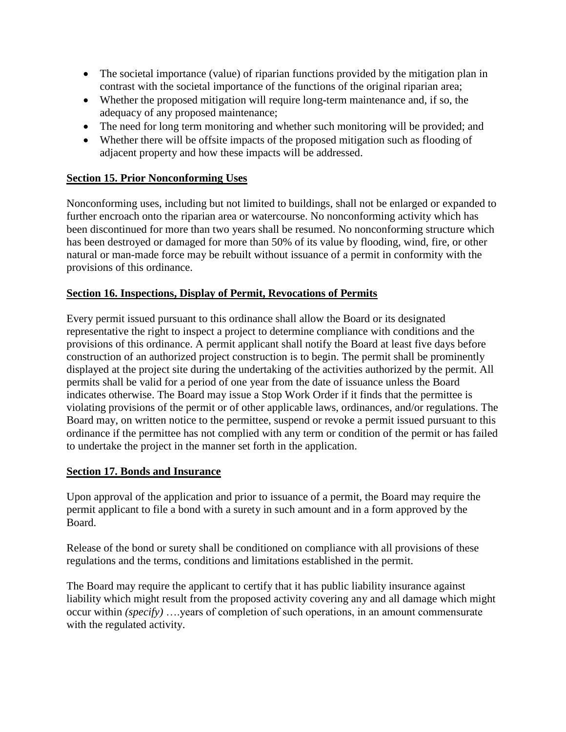- The societal importance (value) of riparian functions provided by the mitigation plan in contrast with the societal importance of the functions of the original riparian area;
- Whether the proposed mitigation will require long-term maintenance and, if so, the adequacy of any proposed maintenance;
- The need for long term monitoring and whether such monitoring will be provided; and
- Whether there will be offsite impacts of the proposed mitigation such as flooding of adjacent property and how these impacts will be addressed.

## Section 15. Prior Nonconforming Uses

Nonconforming uses, including but not limited to buildings, shall not be enlarged or expanded to further encroach onto the riparian area or watercourse. No nonconforming activity which has been discontinued for more than two years shall be resumed. No nonconforming structure which has been destroyed or damaged for more than 50% of its value by flooding, wind, fire, or other natural or man-made force may be rebuilt without issuance of a permit in conformity with the provisions of this ordinance.

## Section 16. Inspections, Display of Permit, Revocations of Permits

Every permit issued pursuant to this ordinance shall allow the Board or its designated representative the right to inspect a project to determine compliance with conditions and the provisions of this ordinance. A permit applicant shall notify the Board at least five days before construction of an authorized project construction is to begin. The permit shall be prominently displayed at the project site during the undertaking of the activities authorized by the permit. All permits shall be valid for a period of one year from the date of issuance unless the Board indicates otherwise. The Board may issue a Stop Work Order if it finds that the permittee is violating provisions of the permit or of other applicable laws, ordinances, and/or regulations. The Board may, on written notice to the permittee, suspend or revoke a permit issued pursuant to this ordinance if the permittee has not complied with any term or condition of the permit or has failed to undertake the project in the manner set forth in the application.

## Section 17. Bonds and Insurance

Upon approval of the application and prior to issuance of a permit, the Board may require the permit applicant to file a bond with a surety in such amount and in a form approved by the Board.

Release of the bond or surety shall be conditioned on compliance with all provisions of these regulations and the terms, conditions and limitations established in the permit.

The Board may require the applicant to certify that it has public liability insurance against liability which might result from the proposed activity covering any and all damage which might occur within *(specify)* ….years of completion of such operations, in an amount commensurate with the regulated activity.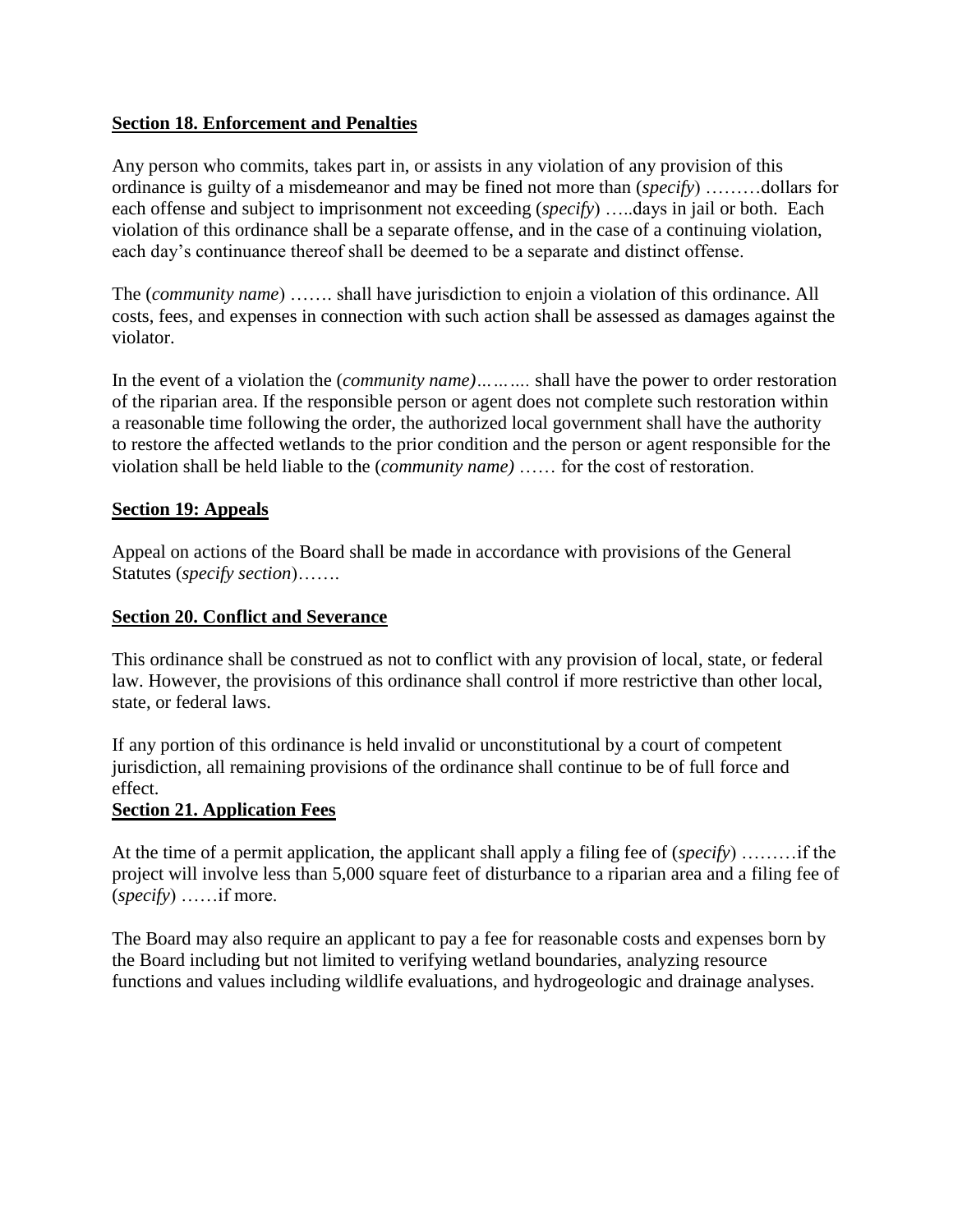**Section 18. Enforcement and Penalties**

Any person who commits, takes part in, or assists in any violation of any provision of this ordinance is guilty of a misdemeanor and may be fined not more than (*specify*) ………dollars for each offense and subject to imprisonment not exceeding (*specify*) …..days in jail or both. Each violation of this ordinance shall be a separate offense, and in the case of a continuing violation, each day's continuance thereof shall be deemed to be a separate and distinct offense.

The (*community name*) ……. shall have jurisdiction to enjoin a violation of this ordinance. All costs, fees, and expenses in connection with such action shall be assessed as damages against the violator.

In the event of a violation the (*community name)……….* shall have the power to order restoration of the riparian area. If the responsible person or agent does not complete such restoration within a reasonable time following the order, the authorized local government shall have the authority to restore the affected wetlands to the prior condition and the person or agent responsible for the violation shall be held liable to the (*community name)* …… for the cost of restoration.

**Section 19: Appeals**

Appeal on actions of the Board shall be made in accordance with provisions of the General Statutes (*specify section*)…….

**Section 20. Conflict and Severance**

This ordinance shall be construed as not to conflict with any provision of local, state, or federal law. However, the provisions of this ordinance shall control if more restrictive than other local, state, or federal laws.

If any portion of this ordinance is held invalid or unconstitutional by a court of competent jurisdiction, all remaining provisions of the ordinance shall continue to be of full force and effect.

**Section 21. Application Fees**

At the time of a permit application, the applicant shall apply a filing fee of (*specify*) ………if the project will involve less than 5,000 square feet of disturbance to a riparian area and a filing fee of (*specify*) ……if more.

The Board may also require an applicant to pay a fee for reasonable costs and expenses born by the Board including but not limited to verifying wetland boundaries, analyzing resource functions and values including wildlife evaluations, and hydrogeologic and drainage analyses.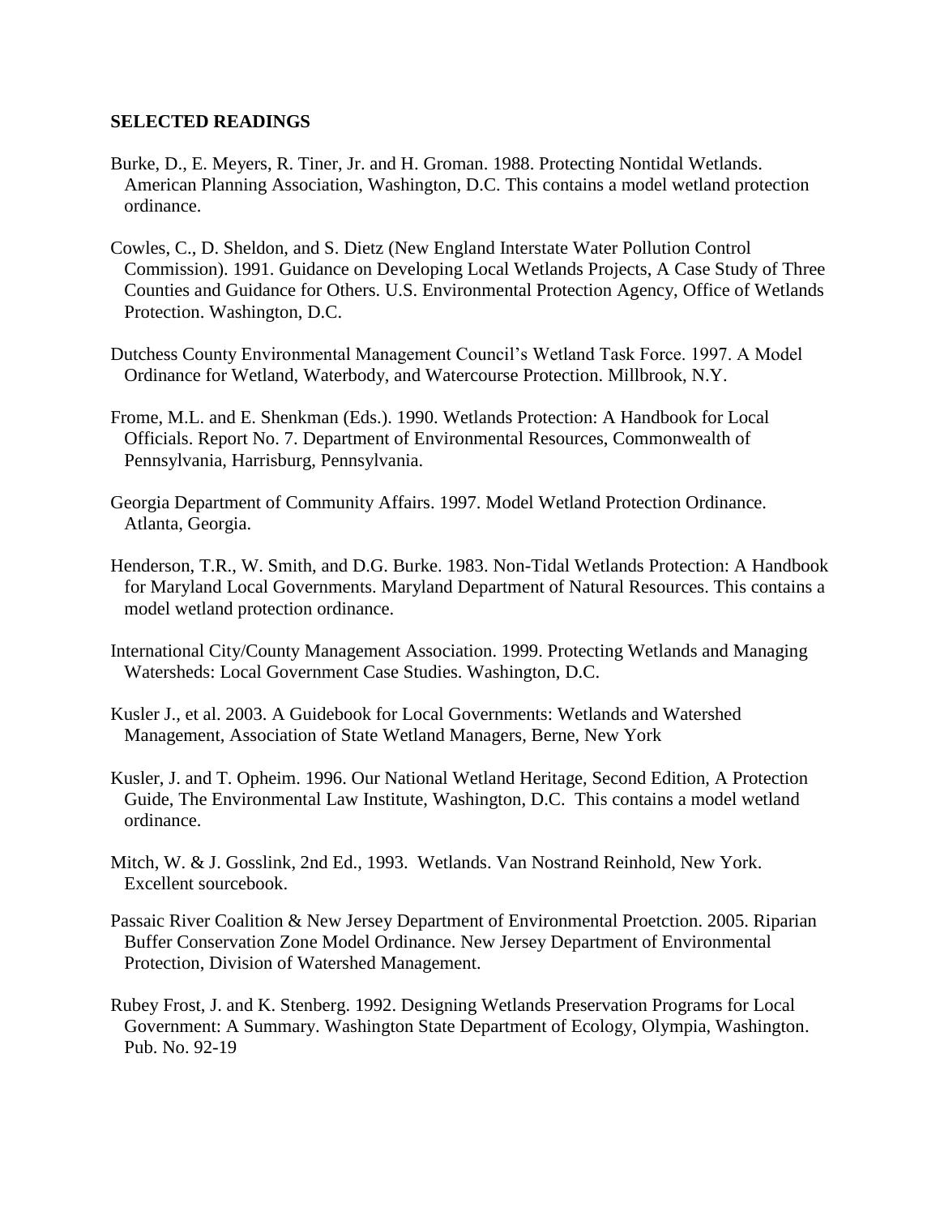## SELECTED READINGS

Burke, D., E. Meyers, R. Tiner, Jr. and H. Groman. 1988. Protecting Nontidal Wetlands. American Planning Association, Washington, D.C. This contains a model wetland protection ordinance.

Cowles, C., D. Sheldon, and S. Dietz (New England Interstate Water Pollution Control Commission). 1991. Guidance on Developing Local Wetlands Projects, A Case Study of Three Counties and Guidance for Others. U.S. Environmental Protection Agency, Office of Wetlands Protection. Washington, D.C.

Dutchess County Environmental Management Council's Wetland Task Force. 1997. A Model Ordinance for Wetland, Waterbody, and Watercourse Protection. Millbrook, N.Y.

Frome, M.L. and E. Shenkman (Eds.). 1990. Wetlands Protection: A Handbook for Local Officials. Report No. 7. Department of Environmental Resources, Commonwealth of Pennsylvania, Harrisburg, Pennsylvania.

Georgia Department of Community Affairs. 1997. Model Wetland Protection Ordinance. Atlanta, Georgia.

Henderson, T.R., W. Smith, and D.G. Burke. 1983. Non-Tidal Wetlands Protection: A Handbook for Maryland Local Governments. Maryland Department of Natural Resources. This contains a model wetland protection ordinance.

International City/County Management Association. 1999. Protecting Wetlands and Managing Watersheds: Local Government Case Studies. Washington, D.C.

Kusler J., et al. 2003. A Guidebook for Local Governments: Wetlands and Watershed Management, Association of State Wetland Managers, Berne, New York

Kusler, J. and T. Opheim. 1996. Our National Wetland Heritage, Second Edition, A Protection Guide, The Environmental Law Institute, Washington, D.C. This contains a model wetland ordinance.

Mitch, W. & J. Gosslink, 2nd Ed., 1993. Wetlands. Van Nostrand Reinhold, New York. Excellent sourcebook.

Passaic River Coalition & New Jersey Department of Environmental Proetction. 2005. Riparian Buffer Conservation Zone Model Ordinance. New Jersey Department of Environmental Protection, Division of Watershed Management.

Rubey Frost, J. and K. Stenberg. 1992. Designing Wetlands Preservation Programs for Local Government: A Summary. Washington State Department of Ecology, Olympia, Washington. Pub. No. 92-19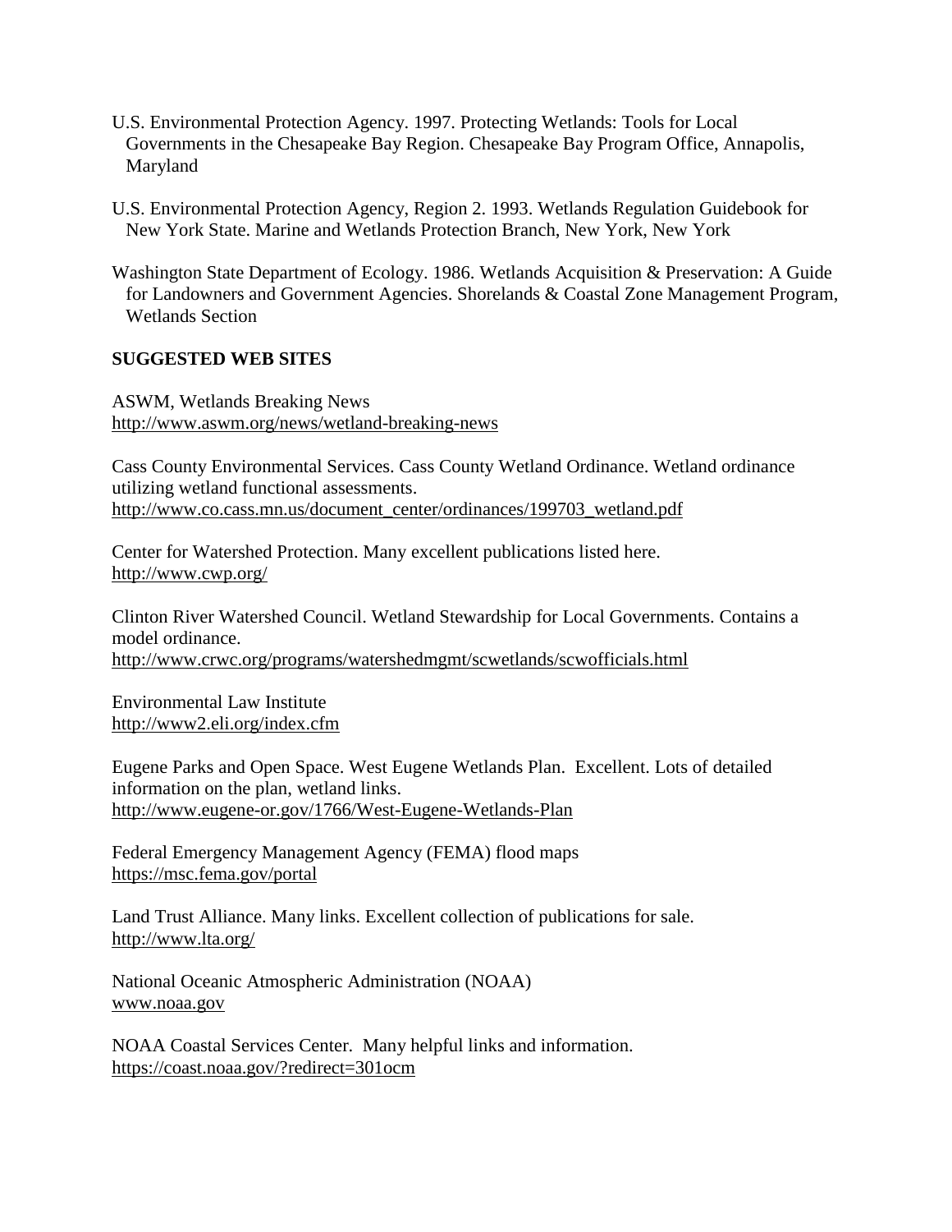U.S. Environmental Protection Agency. 1997. Protecting Wetlands: Tools for Local Governments in the Chesapeake Bay Region. Chesapeake Bay Program Office, Annapolis, Maryland

U.S. Environmental Protection Agency, Region 2. 1993. Wetlands Regulation Guidebook for New York State. Marine and Wetlands Protection Branch, New York, New York

Washington State Department of Ecology. 1986. Wetlands Acquisition & Preservation: A Guide for Landowners and Government Agencies. Shorelands & Coastal Zone Management Program, Wetlands Section

**SUGGESTED WEB SITES**

ASWM, Wetlands Breaking News
http://www.aswm.org/news/wetland-breaking-news

Cass County Environmental Services. Cass County Wetland Ordinance. Wetland ordinance utilizing wetland functional assessments.
http://www.co.cass.mn.us/document_center/ordinances/199703_wetland.pdf

Center for Watershed Protection. Many excellent publications listed here.
http://www.cwp.org/

Clinton River Watershed Council. Wetland Stewardship for Local Governments. Contains a model ordinance.
http://www.crwc.org/programs/watershedmgmt/scwetlands/scwofficials.html

Environmental Law Institute
http://www2.eli.org/index.cfm

Eugene Parks and Open Space. West Eugene Wetlands Plan. Excellent. Lots of detailed information on the plan, wetland links.
http://www.eugene-or.gov/1766/West-Eugene-Wetlands-Plan

Federal Emergency Management Agency (FEMA) flood maps
https://msc.fema.gov/portal

Land Trust Alliance. Many links. Excellent collection of publications for sale.
http://www.lta.org/

National Oceanic Atmospheric Administration (NOAA)
www.noaa.gov

NOAA Coastal Services Center. Many helpful links and information.
https://coast.noaa.gov/?redirect=301ocm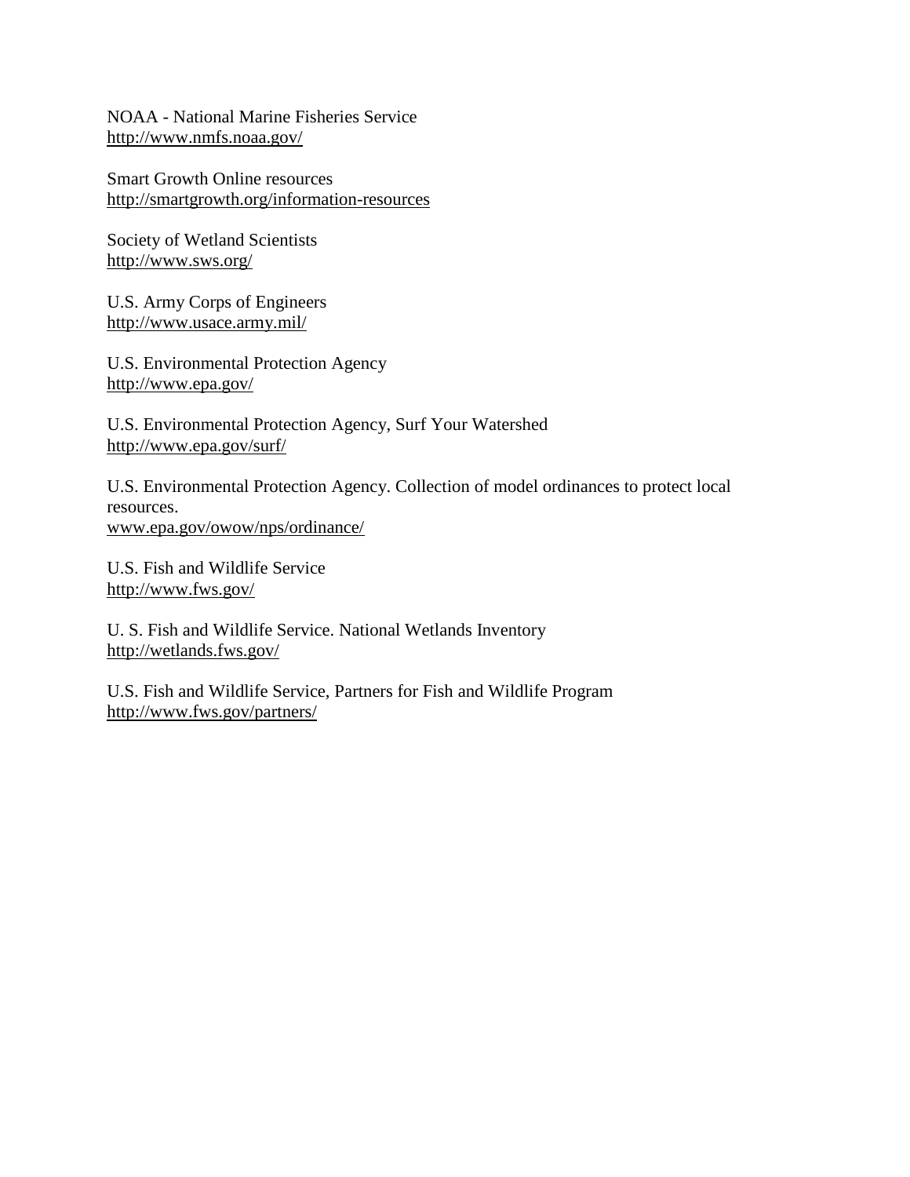NOAA - National Marine Fisheries Service
http://www.nmfs.noaa.gov/

Smart Growth Online resources
http://smartgrowth.org/information-resources

Society of Wetland Scientists
http://www.sws.org/

U.S. Army Corps of Engineers
http://www.usace.army.mil/

U.S. Environmental Protection Agency
http://www.epa.gov/

U.S. Environmental Protection Agency, Surf Your Watershed
http://www.epa.gov/surf/

U.S. Environmental Protection Agency. Collection of model ordinances to protect local resources.
www.epa.gov/owow/nps/ordinance/

U.S. Fish and Wildlife Service
http://www.fws.gov/

U. S. Fish and Wildlife Service. National Wetlands Inventory
http://wetlands.fws.gov/

U.S. Fish and Wildlife Service, Partners for Fish and Wildlife Program
http://www.fws.gov/partners/